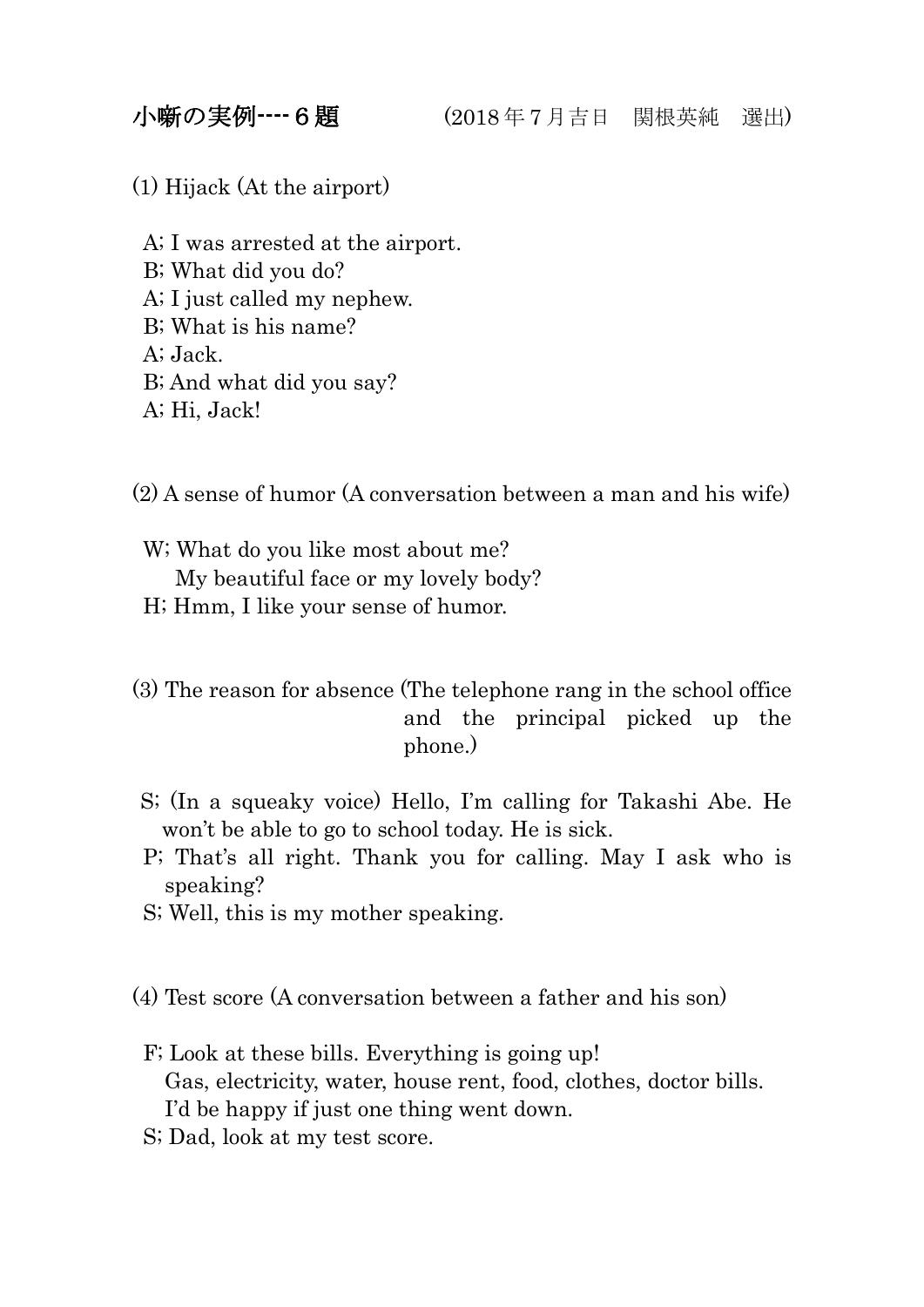# 小噺の実例----６題　　　　(2018 年 7 月吉日　関根英純　選出)

(1) Hijack (At the airport)

A; I was arrested at the airport.
B; What did you do?
A; I just called my nephew.
B; What is his name?
A; Jack.
B; And what did you say?
A; Hi, Jack!

(2) A sense of humor (A conversation between a man and his wife)

W; What do you like most about me?
　　My beautiful face or my lovely body?
H; Hmm, I like your sense of humor.

(3) The reason for absence (The telephone rang in the school office and the principal picked up the phone.)

S; (In a squeaky voice) Hello, I'm calling for Takashi Abe. He won't be able to go to school today. He is sick.
P; That's all right. Thank you for calling. May I ask who is speaking?
S; Well, this is my mother speaking.

(4) Test score (A conversation between a father and his son)

F; Look at these bills. Everything is going up!
　　Gas, electricity, water, house rent, food, clothes, doctor bills.
　　I'd be happy if just one thing went down.
S; Dad, look at my test score.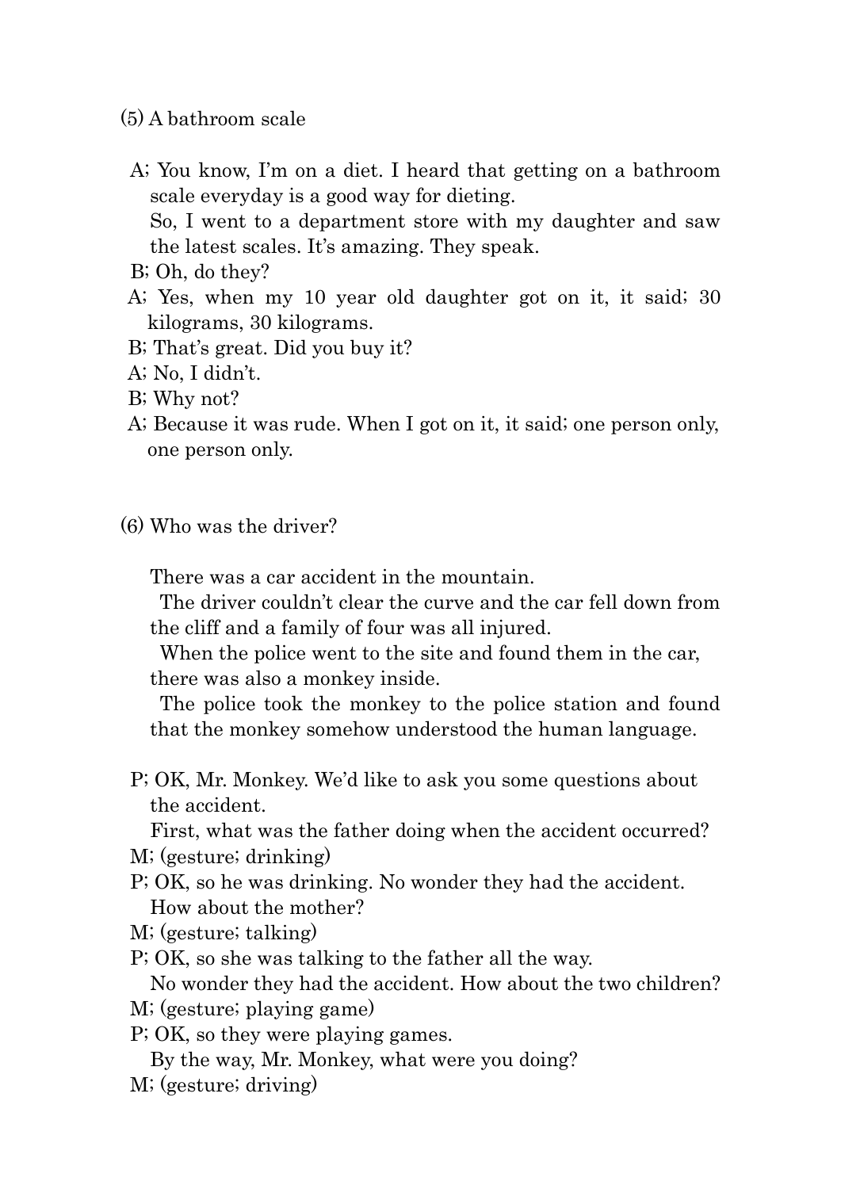(5) A bathroom scale

A; You know, I'm on a diet. I heard that getting on a bathroom scale everyday is a good way for dieting.
So, I went to a department store with my daughter and saw the latest scales. It's amazing. They speak.

B; Oh, do they?

A; Yes, when my 10 year old daughter got on it, it said; 30 kilograms, 30 kilograms.

B; That's great. Did you buy it?

A; No, I didn't.

B; Why not?

A; Because it was rude. When I got on it, it said; one person only, one person only.

(6) Who was the driver?

There was a car accident in the mountain.
The driver couldn't clear the curve and the car fell down from the cliff and a family of four was all injured.
When the police went to the site and found them in the car, there was also a monkey inside.
The police took the monkey to the police station and found that the monkey somehow understood the human language.

P; OK, Mr. Monkey. We'd like to ask you some questions about the accident.
First, what was the father doing when the accident occurred?

M; (gesture; drinking)

P; OK, so he was drinking. No wonder they had the accident.
How about the mother?

M; (gesture; talking)

P; OK, so she was talking to the father all the way.
No wonder they had the accident. How about the two children?

M; (gesture; playing game)

P; OK, so they were playing games.
By the way, Mr. Monkey, what were you doing?

M; (gesture; driving)